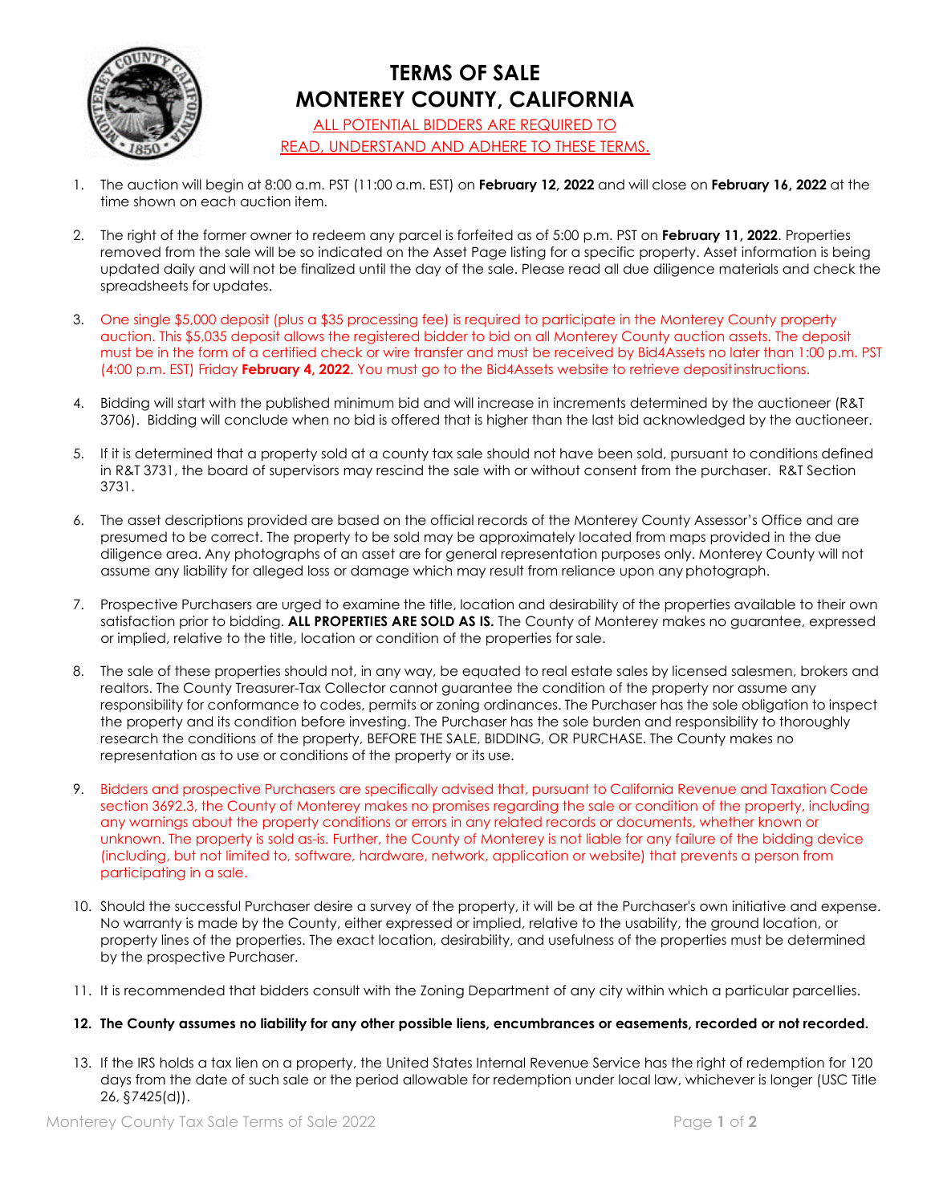# TERMS OF SALE
# MONTEREY COUNTY, CALIFORNIA

ALL POTENTIAL BIDDERS ARE REQUIRED TO READ, UNDERSTAND AND ADHERE TO THESE TERMS.

1. The auction will begin at 8:00 a.m. PST (11:00 a.m. EST) on **February 12, 2022** and will close on **February 16, 2022** at the time shown on each auction item.

2. The right of the former owner to redeem any parcel is forfeited as of 5:00 p.m. PST on **February 11, 2022**. Properties removed from the sale will be so indicated on the Asset Page listing for a specific property. Asset information is being updated daily and will not be finalized until the day of the sale. Please read all due diligence materials and check the spreadsheets for updates.

3. One single $5,000 deposit (plus a $35 processing fee) is required to participate in the Monterey County property auction. This $5,035 deposit allows the registered bidder to bid on all Monterey County auction assets. The deposit must be in the form of a certified check or wire transfer and must be received by Bid4Assets no later than 1:00 p.m. PST (4:00 p.m. EST) Friday **February 4, 2022**. You must go to the Bid4Assets website to retrieve deposit instructions.

4. Bidding will start with the published minimum bid and will increase in increments determined by the auctioneer (R&T 3706). Bidding will conclude when no bid is offered that is higher than the last bid acknowledged by the auctioneer.

5. If it is determined that a property sold at a county tax sale should not have been sold, pursuant to conditions defined in R&T 3731, the board of supervisors may rescind the sale with or without consent from the purchaser. R&T Section 3731.

6. The asset descriptions provided are based on the official records of the Monterey County Assessor's Office and are presumed to be correct. The property to be sold may be approximately located from maps provided in the due diligence area. Any photographs of an asset are for general representation purposes only. Monterey County will not assume any liability for alleged loss or damage which may result from reliance upon any photograph.

7. Prospective Purchasers are urged to examine the title, location and desirability of the properties available to their own satisfaction prior to bidding. **ALL PROPERTIES ARE SOLD AS IS.** The County of Monterey makes no guarantee, expressed or implied, relative to the title, location or condition of the properties for sale.

8. The sale of these properties should not, in any way, be equated to real estate sales by licensed salesmen, brokers and realtors. The County Treasurer-Tax Collector cannot guarantee the condition of the property nor assume any responsibility for conformance to codes, permits or zoning ordinances. The Purchaser has the sole obligation to inspect the property and its condition before investing. The Purchaser has the sole burden and responsibility to thoroughly research the conditions of the property, BEFORE THE SALE, BIDDING, OR PURCHASE. The County makes no representation as to use or conditions of the property or its use.

9. Bidders and prospective Purchasers are specifically advised that, pursuant to California Revenue and Taxation Code section 3692.3, the County of Monterey makes no promises regarding the sale or condition of the property, including any warnings about the property conditions or errors in any related records or documents, whether known or unknown. The property is sold as-is. Further, the County of Monterey is not liable for any failure of the bidding device (including, but not limited to, software, hardware, network, application or website) that prevents a person from participating in a sale.

10. Should the successful Purchaser desire a survey of the property, it will be at the Purchaser's own initiative and expense. No warranty is made by the County, either expressed or implied, relative to the usability, the ground location, or property lines of the properties. The exact location, desirability, and usefulness of the properties must be determined by the prospective Purchaser.

11. It is recommended that bidders consult with the Zoning Department of any city within which a particular parcel lies.

12. **The County assumes no liability for any other possible liens, encumbrances or easements, recorded or not recorded.**

13. If the IRS holds a tax lien on a property, the United States Internal Revenue Service has the right of redemption for 120 days from the date of such sale or the period allowable for redemption under local law, whichever is longer (USC Title 26, §7425(d)).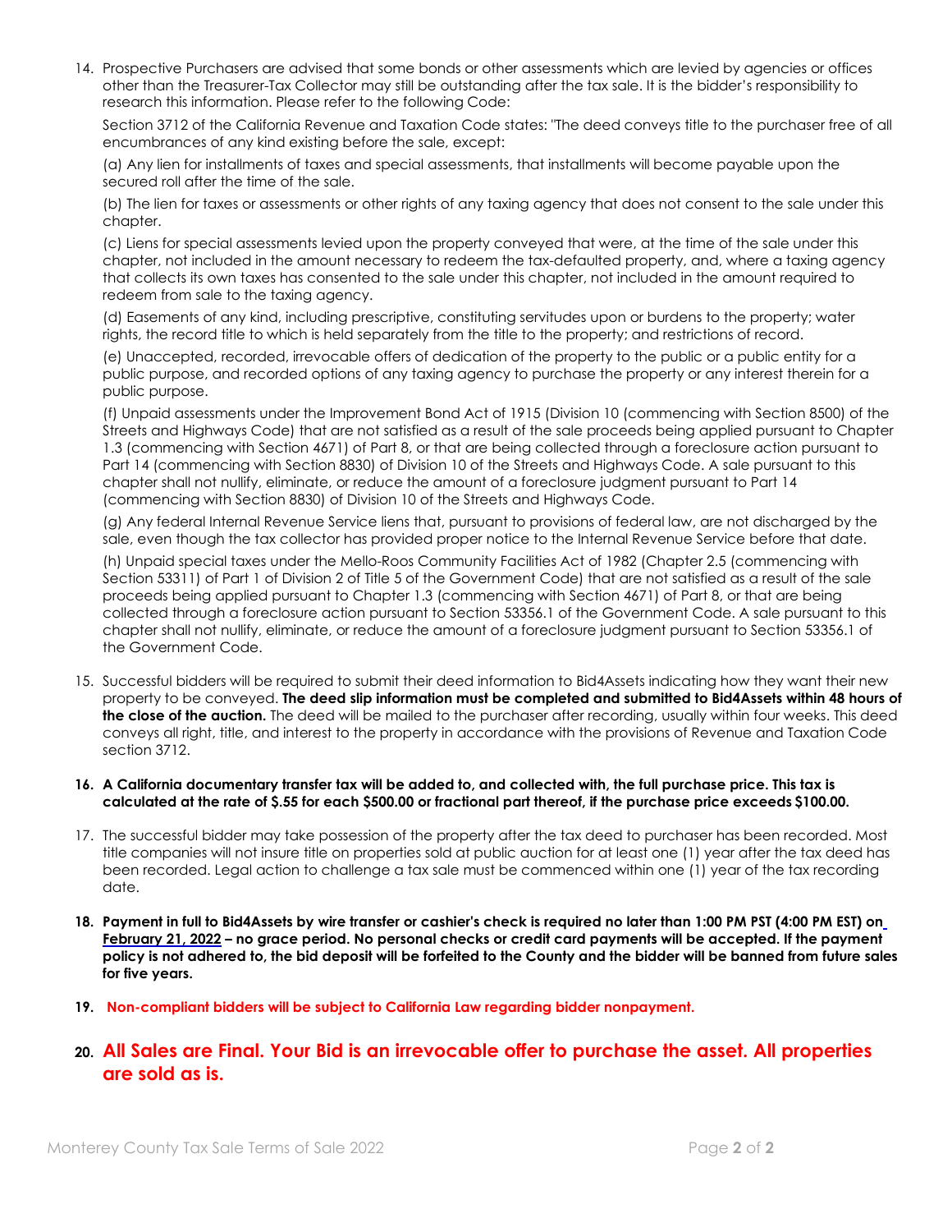14. Prospective Purchasers are advised that some bonds or other assessments which are levied by agencies or offices other than the Treasurer-Tax Collector may still be outstanding after the tax sale. It is the bidder's responsibility to research this information. Please refer to the following Code:

    Section 3712 of the California Revenue and Taxation Code states: "The deed conveys title to the purchaser free of all encumbrances of any kind existing before the sale, except:

    (a) Any lien for installments of taxes and special assessments, that installments will become payable upon the secured roll after the time of the sale.

    (b) The lien for taxes or assessments or other rights of any taxing agency that does not consent to the sale under this chapter.

    (c) Liens for special assessments levied upon the property conveyed that were, at the time of the sale under this chapter, not included in the amount necessary to redeem the tax-defaulted property, and, where a taxing agency that collects its own taxes has consented to the sale under this chapter, not included in the amount required to redeem from sale to the taxing agency.

    (d) Easements of any kind, including prescriptive, constituting servitudes upon or burdens to the property; water rights, the record title to which is held separately from the title to the property; and restrictions of record.

    (e) Unaccepted, recorded, irrevocable offers of dedication of the property to the public or a public entity for a public purpose, and recorded options of any taxing agency to purchase the property or any interest therein for a public purpose.

    (f) Unpaid assessments under the Improvement Bond Act of 1915 (Division 10 (commencing with Section 8500) of the Streets and Highways Code) that are not satisfied as a result of the sale proceeds being applied pursuant to Chapter 1.3 (commencing with Section 4671) of Part 8, or that are being collected through a foreclosure action pursuant to Part 14 (commencing with Section 8830) of Division 10 of the Streets and Highways Code. A sale pursuant to this chapter shall not nullify, eliminate, or reduce the amount of a foreclosure judgment pursuant to Part 14 (commencing with Section 8830) of Division 10 of the Streets and Highways Code.

    (g) Any federal Internal Revenue Service liens that, pursuant to provisions of federal law, are not discharged by the sale, even though the tax collector has provided proper notice to the Internal Revenue Service before that date.

    (h) Unpaid special taxes under the Mello-Roos Community Facilities Act of 1982 (Chapter 2.5 (commencing with Section 53311) of Part 1 of Division 2 of Title 5 of the Government Code) that are not satisfied as a result of the sale proceeds being applied pursuant to Chapter 1.3 (commencing with Section 4671) of Part 8, or that are being collected through a foreclosure action pursuant to Section 53356.1 of the Government Code. A sale pursuant to this chapter shall not nullify, eliminate, or reduce the amount of a foreclosure judgment pursuant to Section 53356.1 of the Government Code.

15. Successful bidders will be required to submit their deed information to Bid4Assets indicating how they want their new property to be conveyed. **The deed slip information must be completed and submitted to Bid4Assets within 48 hours of the close of the auction.** The deed will be mailed to the purchaser after recording, usually within four weeks. This deed conveys all right, title, and interest to the property in accordance with the provisions of Revenue and Taxation Code section 3712.

16. **A California documentary transfer tax will be added to, and collected with, the full purchase price. This tax is calculated at the rate of $.55 for each $500.00 or fractional part thereof, if the purchase price exceeds $100.00.**

17. The successful bidder may take possession of the property after the tax deed to purchaser has been recorded. Most title companies will not insure title on properties sold at public auction for at least one (1) year after the tax deed has been recorded. Legal action to challenge a tax sale must be commenced within one (1) year of the tax recording date.

18. **Payment in full to Bid4Assets by wire transfer or cashier's check is required no later than 1:00 PM PST (4:00 PM EST) on February 21, 2022 – no grace period. No personal checks or credit card payments will be accepted. If the payment policy is not adhered to, the bid deposit will be forfeited to the County and the bidder will be banned from future sales for five years.**

19. **Non-compliant bidders will be subject to California Law regarding bidder nonpayment.**

20. **All Sales are Final. Your Bid is an irrevocable offer to purchase the asset. All properties are sold as is.**